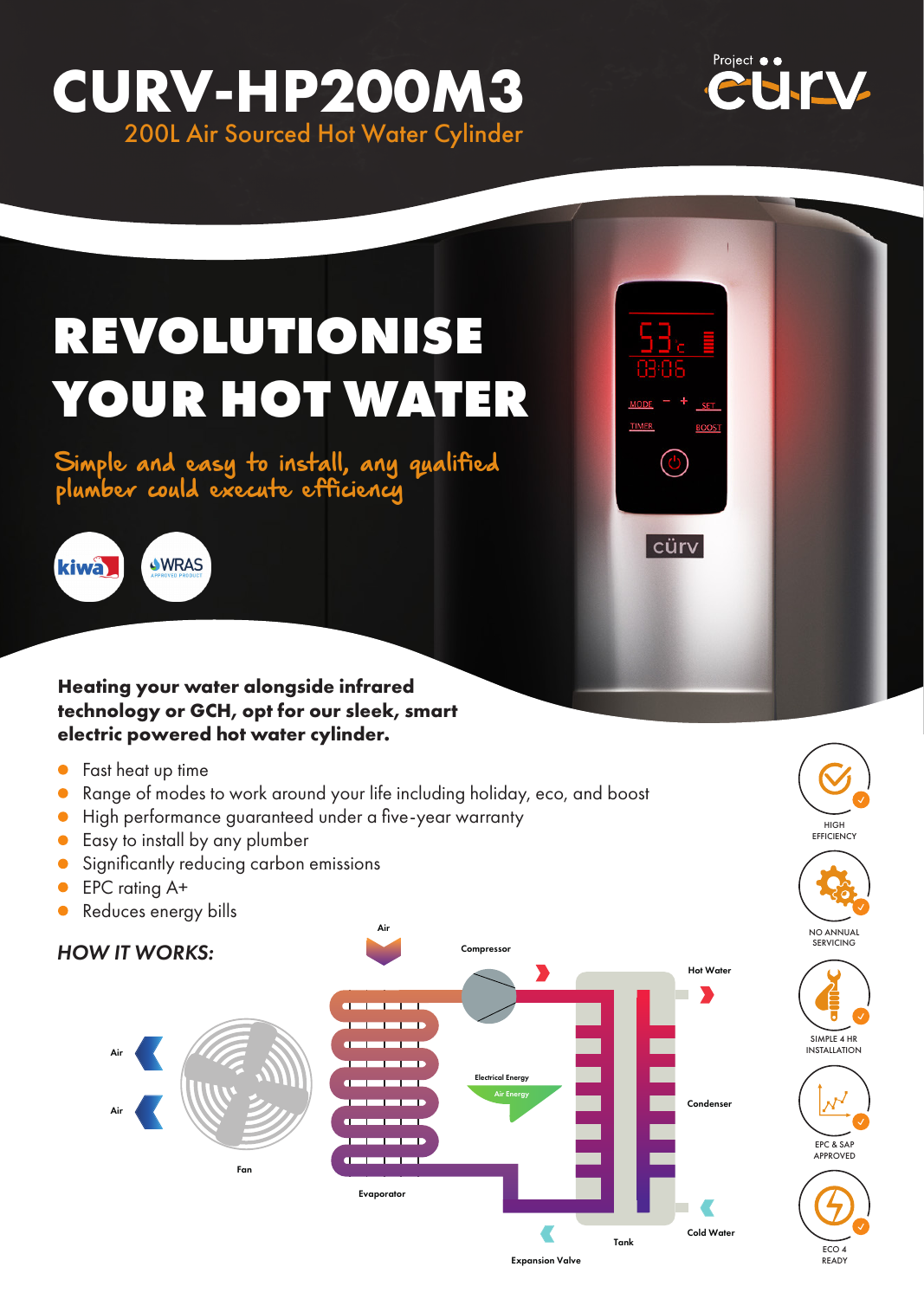# CURV-HP200M3

## 200L Air Sourced Hot Water Cylinder

Project cürv

# REVOLUTIONISE YOUR HOT WATER

Simple and easy to install, any qualified plumber could execute efficiency

kiwa

WRAS APPROVED PRODUCT

**Heating your water alongside infrared technology or GCH, opt for our sleek, smart electric powered hot water cylinder.**

- Fast heat up time
- Range of modes to work around your life including holiday, eco, and boost
- High performance guaranteed under a five-year warranty
- Easy to install by any plumber
- Significantly reducing carbon emissions
- EPC rating A+
- Reduces energy bills

*HOW IT WORKS:*

Air, Compressor, Hot Water, Air, Air, Fan, Electrical Energy, Air Energy, Condenser, Evaporator, Cold Water, Tank, Expansion Valve

HIGH EFFICIENCY

NO ANNUAL SERVICING

SIMPLE 4 HR INSTALLATION

EPC & SAP APPROVED

ECO 4 READY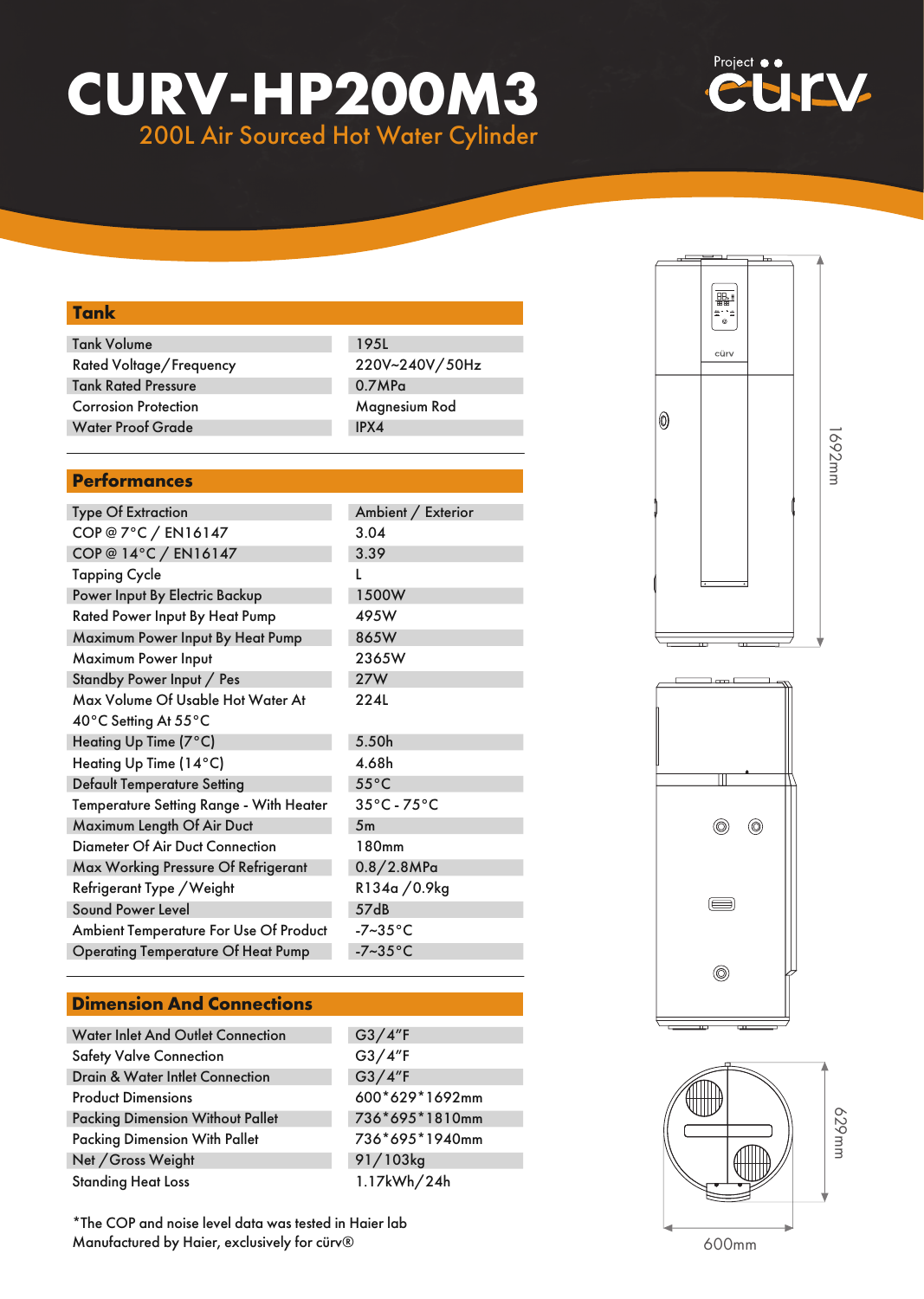# CURV-HP200M3

200L Air Sourced Hot Water Cylinder

Project cürv

## Tank

| | |
|---|---|
| Tank Volume | 195L |
| Rated Voltage/Frequency | 220V~240V/50Hz |
| Tank Rated Pressure | 0.7MPa |
| Corrosion Protection | Magnesium Rod |
| Water Proof Grade | IPX4 |

## Performances

| | |
|---|---|
| Type Of Extraction | Ambient / Exterior |
| COP @ 7°C / EN16147 | 3.04 |
| COP @ 14°C / EN16147 | 3.39 |
| Tapping Cycle | L |
| Power Input By Electric Backup | 1500W |
| Rated Power Input By Heat Pump | 495W |
| Maximum Power Input By Heat Pump | 865W |
| Maximum Power Input | 2365W |
| Standby Power Input / Pes | 27W |
| Max Volume Of Usable Hot Water At 40°C Setting At 55°C | 224L |
| Heating Up Time (7°C) | 5.50h |
| Heating Up Time (14°C) | 4.68h |
| Default Temperature Setting | 55°C |
| Temperature Setting Range - With Heater | 35°C - 75°C |
| Maximum Length Of Air Duct | 5m |
| Diameter Of Air Duct Connection | 180mm |
| Max Working Pressure Of Refrigerant | 0.8/2.8MPa |
| Refrigerant Type / Weight | R134a /0.9kg |
| Sound Power Level | 57dB |
| Ambient Temperature For Use Of Product | -7~35°C |
| Operating Temperature Of Heat Pump | -7~35°C |

## Dimension And Connections

| | |
|---|---|
| Water Inlet And Outlet Connection | G3/4"F |
| Safety Valve Connection | G3/4"F |
| Drain & Water Intlet Connection | G3/4"F |
| Product Dimensions | 600*629*1692mm |
| Packing Dimension Without Pallet | 736*695*1810mm |
| Packing Dimension With Pallet | 736*695*1940mm |
| Net / Gross Weight | 91/103kg |
| Standing Heat Loss | 1.17kWh/24h |

*The COP and noise level data was tested in Haier lab
Manufactured by Haier, exclusively for cürv®

1692mm

629mm

600mm